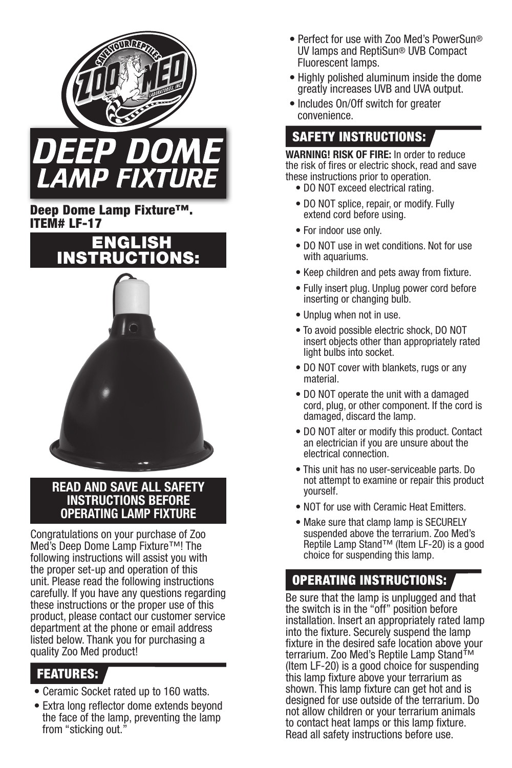# DEEP DOME LAMP FIXTURE

**Deep Dome Lamp Fixture™. ITEM# LF-17**

## ENGLISH INSTRUCTIONS:

**READ AND SAVE ALL SAFETY INSTRUCTIONS BEFORE OPERATING LAMP FIXTURE**

Congratulations on your purchase of Zoo Med's Deep Dome Lamp Fixture™! The following instructions will assist you with the proper set-up and operation of this unit. Please read the following instructions carefully. If you have any questions regarding these instructions or the proper use of this product, please contact our customer service department at the phone or email address listed below. Thank you for purchasing a quality Zoo Med product!

## FEATURES:

- Ceramic Socket rated up to 160 watts.
- Extra long reflector dome extends beyond the face of the lamp, preventing the lamp from "sticking out."
- Perfect for use with Zoo Med's PowerSun® UV lamps and ReptiSun® UVB Compact Fluorescent lamps.
- Highly polished aluminum inside the dome greatly increases UVB and UVA output.
- Includes On/Off switch for greater convenience.

## SAFETY INSTRUCTIONS:

**WARNING! RISK OF FIRE:** In order to reduce the risk of fires or electric shock, read and save these instructions prior to operation.

- DO NOT exceed electrical rating.
- DO NOT splice, repair, or modify. Fully extend cord before using.
- For indoor use only.
- DO NOT use in wet conditions. Not for use with aquariums.
- Keep children and pets away from fixture.
- Fully insert plug. Unplug power cord before inserting or changing bulb.
- Unplug when not in use.
- To avoid possible electric shock, DO NOT insert objects other than appropriately rated light bulbs into socket.
- DO NOT cover with blankets, rugs or any material.
- DO NOT operate the unit with a damaged cord, plug, or other component. If the cord is damaged, discard the lamp.
- DO NOT alter or modify this product. Contact an electrician if you are unsure about the electrical connection.
- This unit has no user-serviceable parts. Do not attempt to examine or repair this product yourself.
- NOT for use with Ceramic Heat Emitters.
- Make sure that clamp lamp is SECURELY suspended above the terrarium. Zoo Med's Reptile Lamp Stand™ (Item LF-20) is a good choice for suspending this lamp.

## OPERATING INSTRUCTIONS:

Be sure that the lamp is unplugged and that the switch is in the "off" position before installation. Insert an appropriately rated lamp into the fixture. Securely suspend the lamp fixture in the desired safe location above your terrarium. Zoo Med's Reptile Lamp Stand™ (Item LF-20) is a good choice for suspending this lamp fixture above your terrarium as shown. This lamp fixture can get hot and is designed for use outside of the terrarium. Do not allow children or your terrarium animals to contact heat lamps or this lamp fixture. Read all safety instructions before use.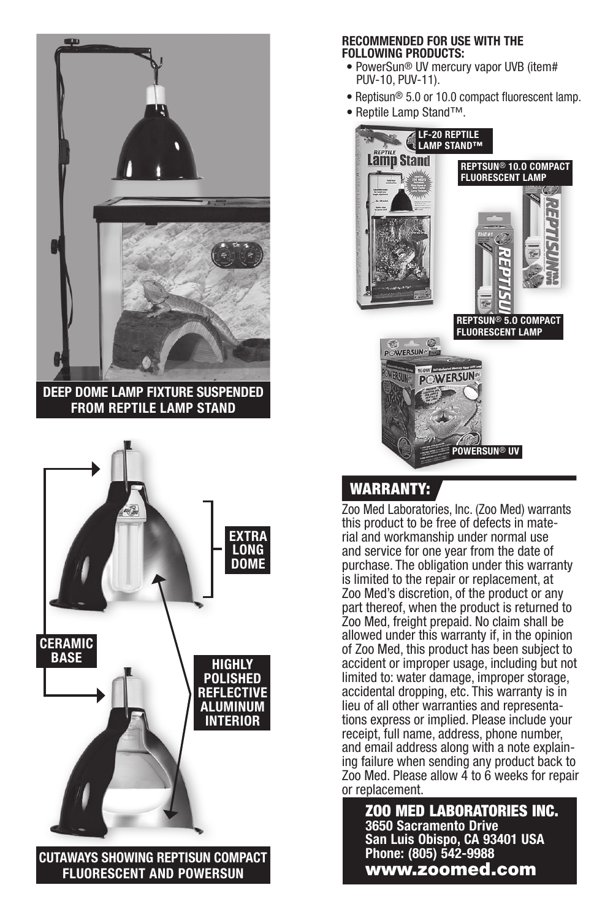DEEP DOME LAMP FIXTURE SUSPENDED FROM REPTILE LAMP STAND

EXTRA LONG DOME

CERAMIC BASE

HIGHLY POLISHED REFLECTIVE ALUMINUM INTERIOR

CUTAWAYS SHOWING REPTISUN COMPACT FLUORESCENT AND POWERSUN

**RECOMMENDED FOR USE WITH THE FOLLOWING PRODUCTS:**

- PowerSun® UV mercury vapor UVB (item# PUV-10, PUV-11).
- Reptisun® 5.0 or 10.0 compact fluorescent lamp.
- Reptile Lamp Stand™.

LF-20 REPTILE LAMP STAND™

REPTSUN® 10.0 COMPACT FLUORESCENT LAMP

REPTSUN® 5.0 COMPACT FLUORESCENT LAMP

POWERSUN® UV

## WARRANTY:

Zoo Med Laboratories, Inc. (Zoo Med) warrants this product to be free of defects in material and workmanship under normal use and service for one year from the date of purchase. The obligation under this warranty is limited to the repair or replacement, at Zoo Med's discretion, of the product or any part thereof, when the product is returned to Zoo Med, freight prepaid. No claim shall be allowed under this warranty if, in the opinion of Zoo Med, this product has been subject to accident or improper usage, including but not limited to: water damage, improper storage, accidental dropping, etc. This warranty is in lieu of all other warranties and representations express or implied. Please include your receipt, full name, address, phone number, and email address along with a note explaining failure when sending any product back to Zoo Med. Please allow 4 to 6 weeks for repair or replacement.

**ZOO MED LABORATORIES INC.**
**3650 Sacramento Drive**
**San Luis Obispo, CA 93401 USA**
**Phone: (805) 542-9988**
**www.zoomed.com**